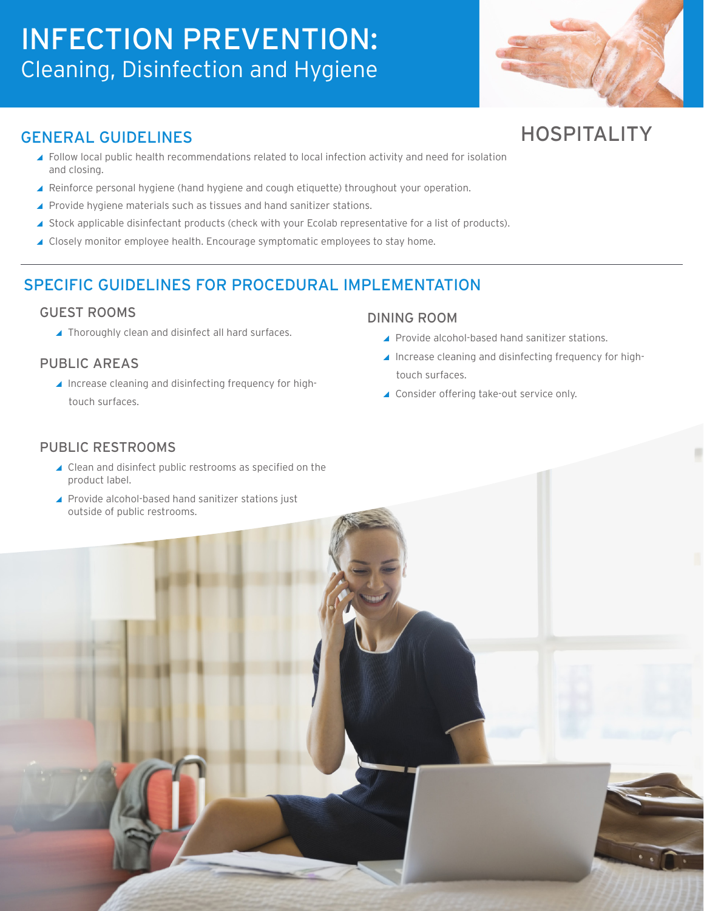# INFECTION PREVENTION: Cleaning, Disinfection and Hygiene

## HOSPITALITY

## GENERAL GUIDELINES

- Follow local public health recommendations related to local infection activity and need for isolation and closing.
- Reinforce personal hygiene (hand hygiene and cough etiquette) throughout your operation.
- Provide hygiene materials such as tissues and hand sanitizer stations.
- Stock applicable disinfectant products (check with your Ecolab representative for a list of products).
- Closely monitor employee health. Encourage symptomatic employees to stay home.

## SPECIFIC GUIDELINES FOR PROCEDURAL IMPLEMENTATION

### GUEST ROOMS

- Thoroughly clean and disinfect all hard surfaces.

### PUBLIC AREAS

- Increase cleaning and disinfecting frequency for high-touch surfaces.

### PUBLIC RESTROOMS

- Clean and disinfect public restrooms as specified on the product label.
- Provide alcohol-based hand sanitizer stations just outside of public restrooms.

### DINING ROOM

- Provide alcohol-based hand sanitizer stations.
- Increase cleaning and disinfecting frequency for high-touch surfaces.
- Consider offering take-out service only.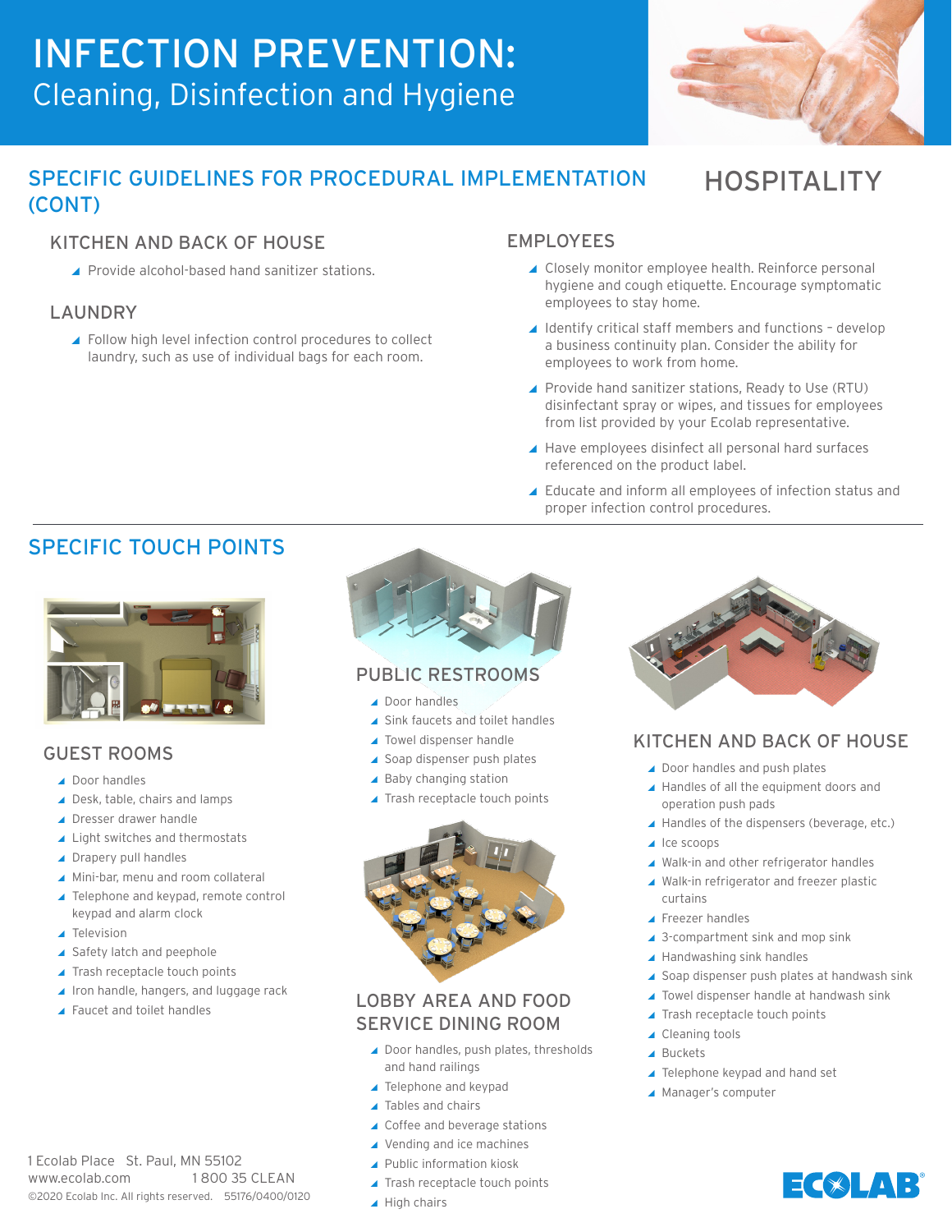# INFECTION PREVENTION:

Cleaning, Disinfection and Hygiene

## SPECIFIC GUIDELINES FOR PROCEDURAL IMPLEMENTATION (CONT)

HOSPITALITY

### KITCHEN AND BACK OF HOUSE

- Provide alcohol-based hand sanitizer stations.

### LAUNDRY

- Follow high level infection control procedures to collect laundry, such as use of individual bags for each room.

### EMPLOYEES

- Closely monitor employee health. Reinforce personal hygiene and cough etiquette. Encourage symptomatic employees to stay home.
- Identify critical staff members and functions – develop a business continuity plan. Consider the ability for employees to work from home.
- Provide hand sanitizer stations, Ready to Use (RTU) disinfectant spray or wipes, and tissues for employees from list provided by your Ecolab representative.
- Have employees disinfect all personal hard surfaces referenced on the product label.
- Educate and inform all employees of infection status and proper infection control procedures.

## SPECIFIC TOUCH POINTS

### GUEST ROOMS

- Door handles
- Desk, table, chairs and lamps
- Dresser drawer handle
- Light switches and thermostats
- Drapery pull handles
- Mini-bar, menu and room collateral
- Telephone and keypad, remote control keypad and alarm clock
- Television
- Safety latch and peephole
- Trash receptacle touch points
- Iron handle, hangers, and luggage rack
- Faucet and toilet handles

### PUBLIC RESTROOMS

- Door handles
- Sink faucets and toilet handles
- Towel dispenser handle
- Soap dispenser push plates
- Baby changing station
- Trash receptacle touch points

### LOBBY AREA AND FOOD SERVICE DINING ROOM

- Door handles, push plates, thresholds and hand railings
- Telephone and keypad
- Tables and chairs
- Coffee and beverage stations
- Vending and ice machines
- Public information kiosk
- Trash receptacle touch points
- High chairs

### KITCHEN AND BACK OF HOUSE

- Door handles and push plates
- Handles of all the equipment doors and operation push pads
- Handles of the dispensers (beverage, etc.)
- Ice scoops
- Walk-in and other refrigerator handles
- Walk-in refrigerator and freezer plastic curtains
- Freezer handles
- 3-compartment sink and mop sink
- Handwashing sink handles
- Soap dispenser push plates at handwash sink
- Towel dispenser handle at handwash sink
- Trash receptacle touch points
- Cleaning tools
- Buckets
- Telephone keypad and hand set
- Manager's computer

1 Ecolab Place St. Paul, MN 55102
www.ecolab.com 1 800 35 CLEAN
©2020 Ecolab Inc. All rights reserved. 55176/0400/0120

ECOLAB®